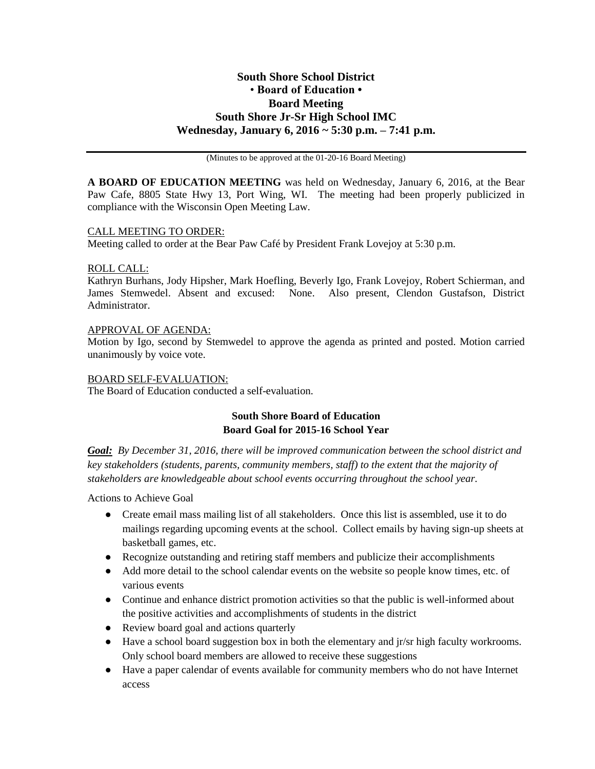**South Shore School District**
**• Board of Education •**
**Board Meeting**
**South Shore Jr-Sr High School IMC**
**Wednesday, January 6, 2016 ~ 5:30 p.m. – 7:41 p.m.**

---

(Minutes to be approved at the 01-20-16 Board Meeting)

**A BOARD OF EDUCATION MEETING** was held on Wednesday, January 6, 2016, at the Bear Paw Cafe, 8805 State Hwy 13, Port Wing, WI. The meeting had been properly publicized in compliance with the Wisconsin Open Meeting Law.

CALL MEETING TO ORDER:
Meeting called to order at the Bear Paw Café by President Frank Lovejoy at 5:30 p.m.

ROLL CALL:
Kathryn Burhans, Jody Hipsher, Mark Hoefling, Beverly Igo, Frank Lovejoy, Robert Schierman, and James Stemwedel. Absent and excused: None. Also present, Clendon Gustafson, District Administrator.

APPROVAL OF AGENDA:
Motion by Igo, second by Stemwedel to approve the agenda as printed and posted. Motion carried unanimously by voice vote.

BOARD SELF-EVALUATION:
The Board of Education conducted a self-evaluation.

**South Shore Board of Education**
**Board Goal for 2015-16 School Year**

***Goal:*** *By December 31, 2016, there will be improved communication between the school district and key stakeholders (students, parents, community members, staff) to the extent that the majority of stakeholders are knowledgeable about school events occurring throughout the school year.*

Actions to Achieve Goal

- Create email mass mailing list of all stakeholders. Once this list is assembled, use it to do mailings regarding upcoming events at the school. Collect emails by having sign-up sheets at basketball games, etc.
- Recognize outstanding and retiring staff members and publicize their accomplishments
- Add more detail to the school calendar events on the website so people know times, etc. of various events
- Continue and enhance district promotion activities so that the public is well-informed about the positive activities and accomplishments of students in the district
- Review board goal and actions quarterly
- Have a school board suggestion box in both the elementary and jr/sr high faculty workrooms. Only school board members are allowed to receive these suggestions
- Have a paper calendar of events available for community members who do not have Internet access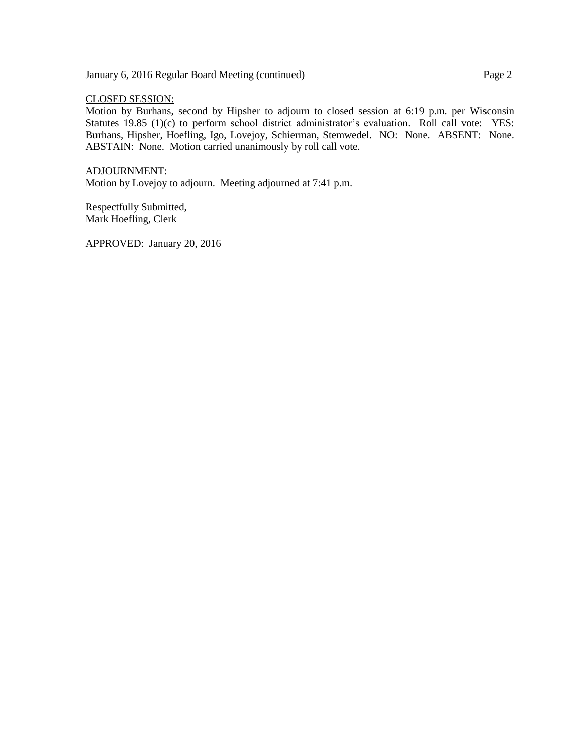CLOSED SESSION:

Motion by Burhans, second by Hipsher to adjourn to closed session at 6:19 p.m. per Wisconsin Statutes 19.85 (1)(c) to perform school district administrator's evaluation. Roll call vote: YES: Burhans, Hipsher, Hoefling, Igo, Lovejoy, Schierman, Stemwedel. NO: None. ABSENT: None. ABSTAIN: None. Motion carried unanimously by roll call vote.

ADJOURNMENT:

Motion by Lovejoy to adjourn. Meeting adjourned at 7:41 p.m.

Respectfully Submitted,
Mark Hoefling, Clerk

APPROVED: January 20, 2016